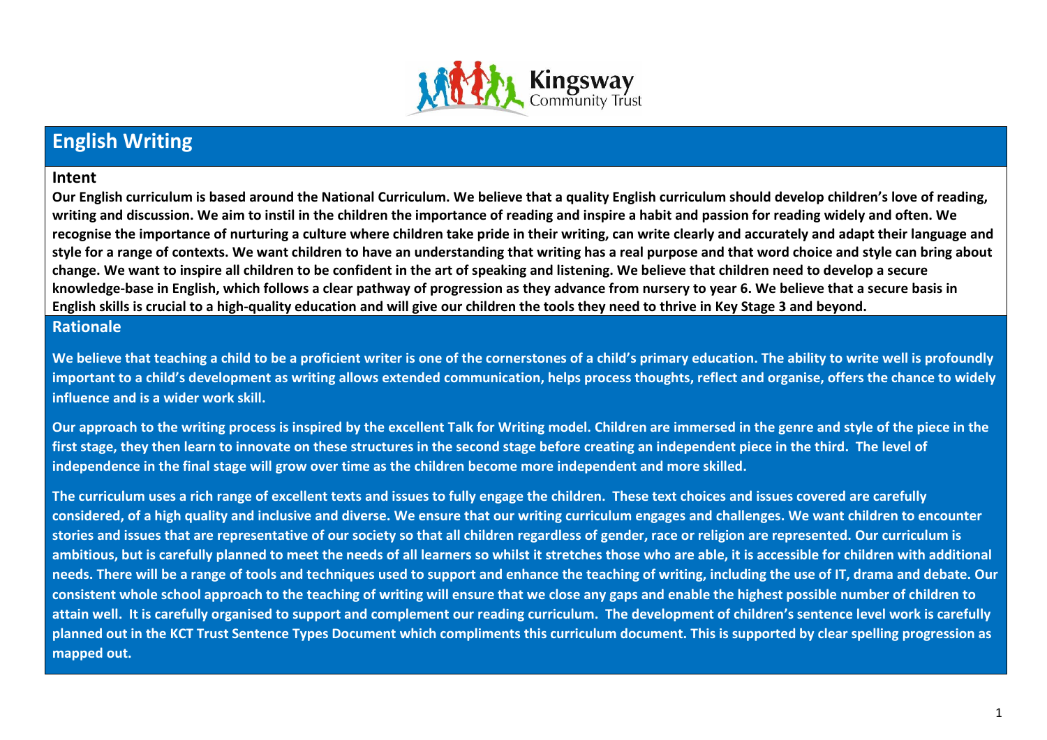# English Writing

## Intent

**Our English curriculum is based around the National Curriculum. We believe that a quality English curriculum should develop children's love of reading, writing and discussion. We aim to instil in the children the importance of reading and inspire a habit and passion for reading widely and often. We recognise the importance of nurturing a culture where children take pride in their writing, can write clearly and accurately and adapt their language and style for a range of contexts. We want children to have an understanding that writing has a real purpose and that word choice and style can bring about change. We want to inspire all children to be confident in the art of speaking and listening. We believe that children need to develop a secure knowledge-base in English, which follows a clear pathway of progression as they advance from nursery to year 6. We believe that a secure basis in English skills is crucial to a high-quality education and will give our children the tools they need to thrive in Key Stage 3 and beyond.**

## Rationale

**We believe that teaching a child to be a proficient writer is one of the cornerstones of a child's primary education. The ability to write well is profoundly important to a child's development as writing allows extended communication, helps process thoughts, reflect and organise, offers the chance to widely influence and is a wider work skill.**

**Our approach to the writing process is inspired by the excellent Talk for Writing model. Children are immersed in the genre and style of the piece in the first stage, they then learn to innovate on these structures in the second stage before creating an independent piece in the third. The level of independence in the final stage will grow over time as the children become more independent and more skilled.**

**The curriculum uses a rich range of excellent texts and issues to fully engage the children. These text choices and issues covered are carefully considered, of a high quality and inclusive and diverse. We ensure that our writing curriculum engages and challenges. We want children to encounter stories and issues that are representative of our society so that all children regardless of gender, race or religion are represented. Our curriculum is ambitious, but is carefully planned to meet the needs of all learners so whilst it stretches those who are able, it is accessible for children with additional needs. There will be a range of tools and techniques used to support and enhance the teaching of writing, including the use of IT, drama and debate. Our consistent whole school approach to the teaching of writing will ensure that we close any gaps and enable the highest possible number of children to attain well. It is carefully organised to support and complement our reading curriculum. The development of children's sentence level work is carefully planned out in the KCT Trust Sentence Types Document which compliments this curriculum document. This is supported by clear spelling progression as mapped out.**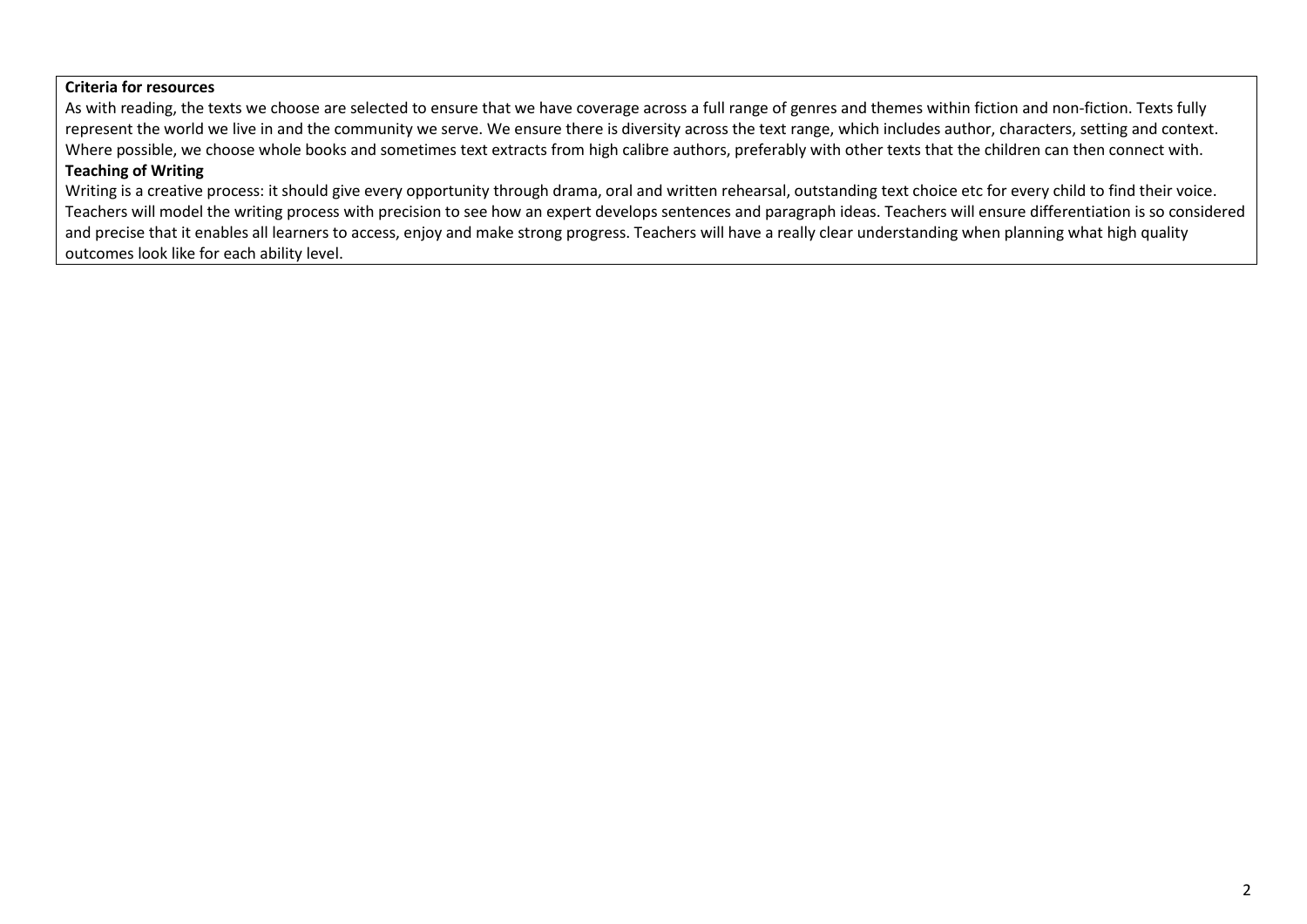**Criteria for resources**

As with reading, the texts we choose are selected to ensure that we have coverage across a full range of genres and themes within fiction and non-fiction. Texts fully represent the world we live in and the community we serve. We ensure there is diversity across the text range, which includes author, characters, setting and context. Where possible, we choose whole books and sometimes text extracts from high calibre authors, preferably with other texts that the children can then connect with.

**Teaching of Writing**

Writing is a creative process: it should give every opportunity through drama, oral and written rehearsal, outstanding text choice etc for every child to find their voice. Teachers will model the writing process with precision to see how an expert develops sentences and paragraph ideas. Teachers will ensure differentiation is so considered and precise that it enables all learners to access, enjoy and make strong progress. Teachers will have a really clear understanding when planning what high quality outcomes look like for each ability level.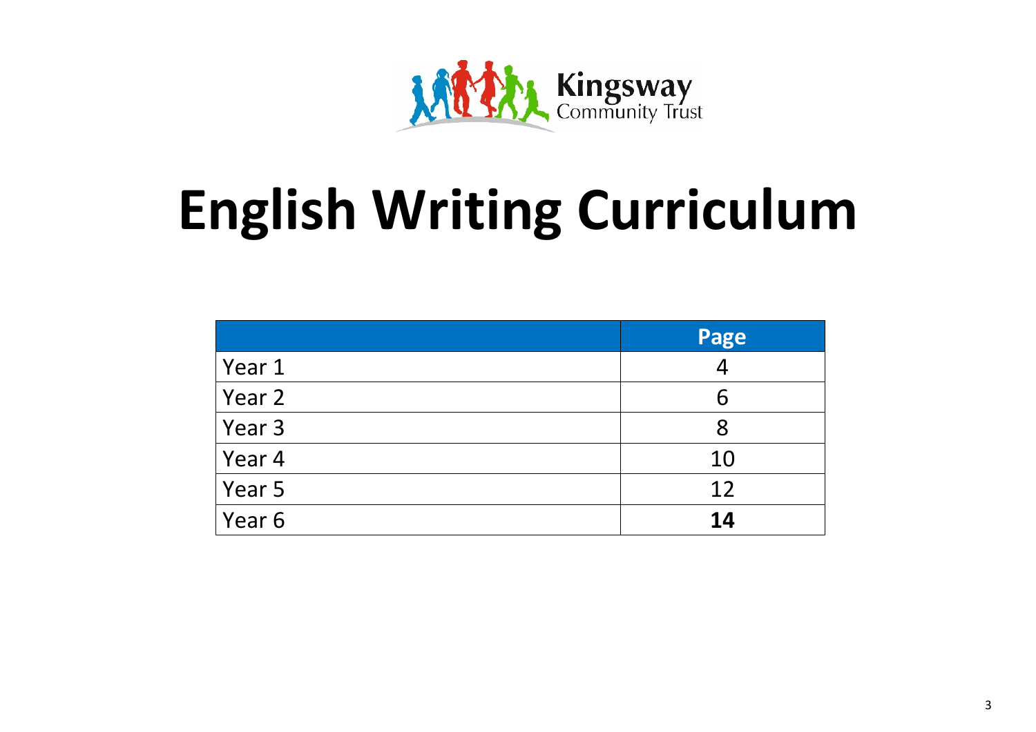Kingsway
Community Trust

# English Writing Curriculum

| | Page |
|---|---|
| Year 1 | 4 |
| Year 2 | 6 |
| Year 3 | 8 |
| Year 4 | 10 |
| Year 5 | 12 |
| Year 6 | **14** |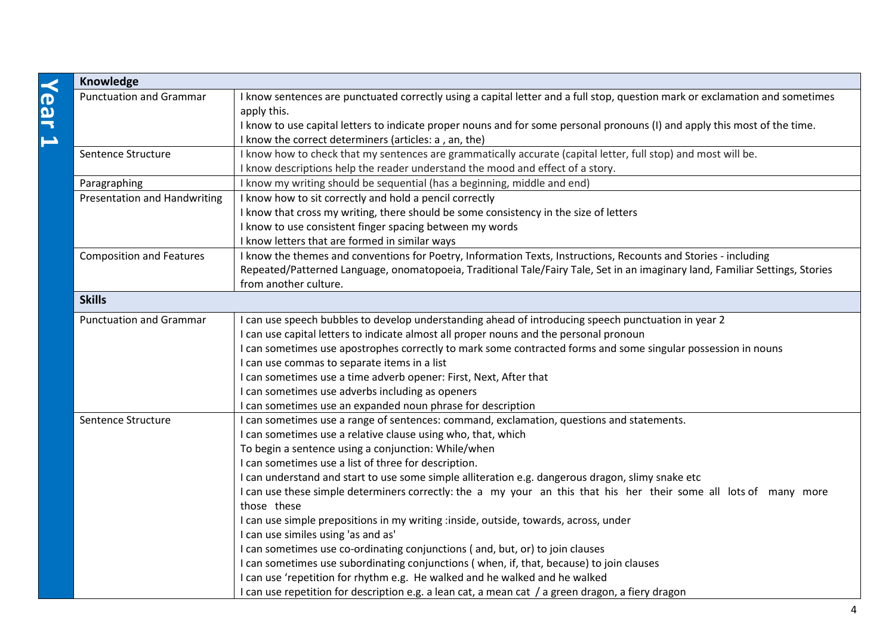# Year 1

| Knowledge | |
|---|---|
| Punctuation and Grammar | I know sentences are punctuated correctly using a capital letter and a full stop, question mark or exclamation and sometimes apply this.<br>I know to use capital letters to indicate proper nouns and for some personal pronouns (I) and apply this most of the time.<br>I know the correct determiners (articles: a , an, the) |
| Sentence Structure | I know how to check that my sentences are grammatically accurate (capital letter, full stop) and most will be.<br>I know descriptions help the reader understand the mood and effect of a story. |
| Paragraphing | I know my writing should be sequential (has a beginning, middle and end) |
| Presentation and Handwriting | I know how to sit correctly and hold a pencil correctly<br>I know that cross my writing, there should be some consistency in the size of letters<br>I know to use consistent finger spacing between my words<br>I know letters that are formed in similar ways |
| Composition and Features | I know the themes and conventions for Poetry, Information Texts, Instructions, Recounts and Stories - including Repeated/Patterned Language, onomatopoeia, Traditional Tale/Fairy Tale, Set in an imaginary land, Familiar Settings, Stories from another culture. |
| **Skills** | |
| Punctuation and Grammar | I can use speech bubbles to develop understanding ahead of introducing speech punctuation in year 2<br>I can use capital letters to indicate almost all proper nouns and the personal pronoun<br>I can sometimes use apostrophes correctly to mark some contracted forms and some singular possession in nouns<br>I can use commas to separate items in a list<br>I can sometimes use a time adverb opener: First, Next, After that<br>I can sometimes use adverbs including as openers<br>I can sometimes use an expanded noun phrase for description |
| Sentence Structure | I can sometimes use a range of sentences: command, exclamation, questions and statements.<br>I can sometimes use a relative clause using who, that, which<br>To begin a sentence using a conjunction: While/when<br>I can sometimes use a list of three for description.<br>I can understand and start to use some simple alliteration e.g. dangerous dragon, slimy snake etc<br>I can use these simple determiners correctly: the a my your an this that his her their some all lots of many more those these<br>I can use simple prepositions in my writing :inside, outside, towards, across, under<br>I can use similes using 'as and as'<br>I can sometimes use co-ordinating conjunctions ( and, but, or) to join clauses<br>I can sometimes use subordinating conjunctions ( when, if, that, because) to join clauses<br>I can use 'repetition for rhythm e.g. He walked and he walked and he walked<br>I can use repetition for description e.g. a lean cat, a mean cat / a green dragon, a fiery dragon |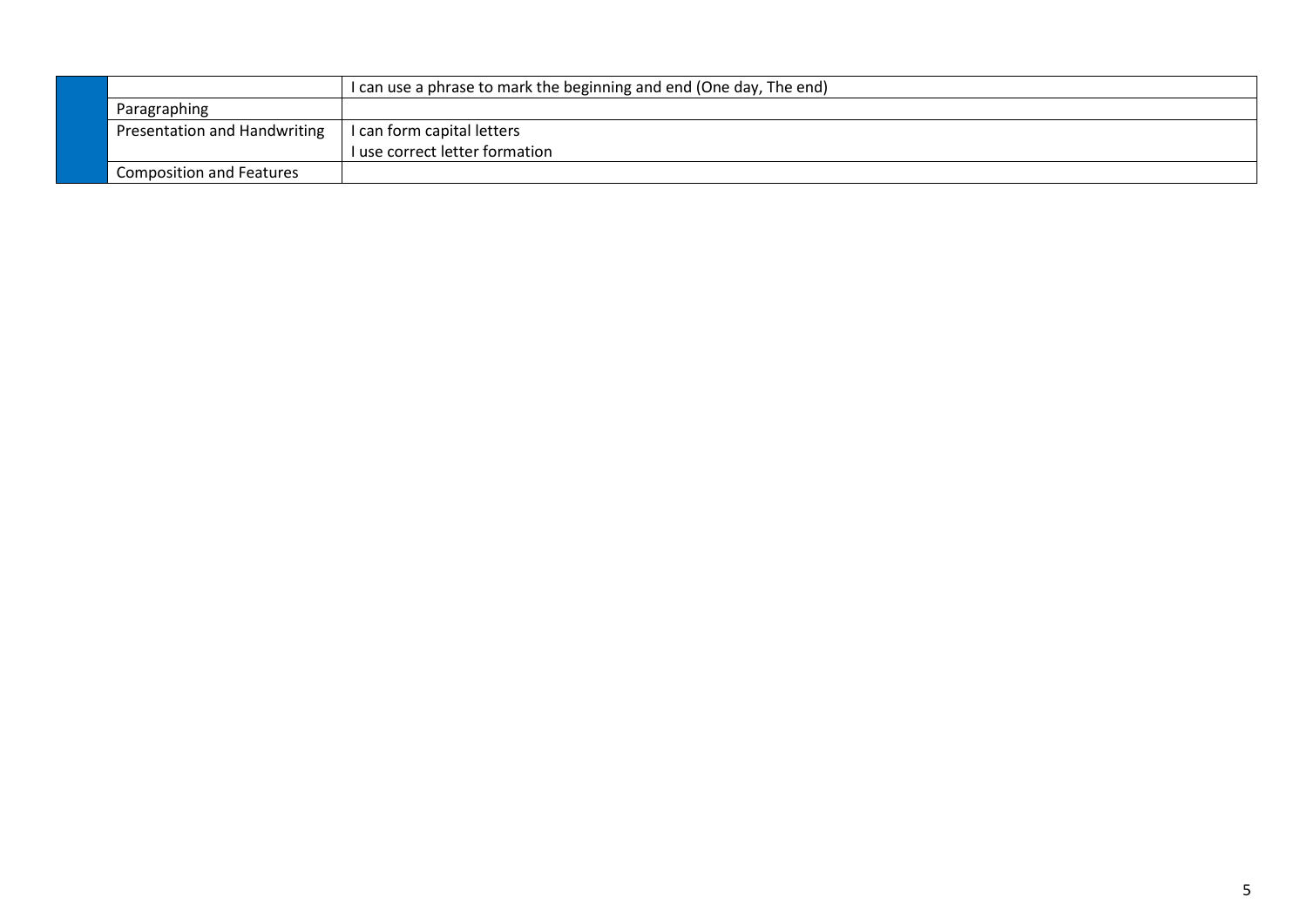| | | |
|---|---|---|
| | | I can use a phrase to mark the beginning and end (One day, The end) |
| | Paragraphing | |
| | Presentation and Handwriting | I can form capital letters<br>I use correct letter formation |
| | Composition and Features | |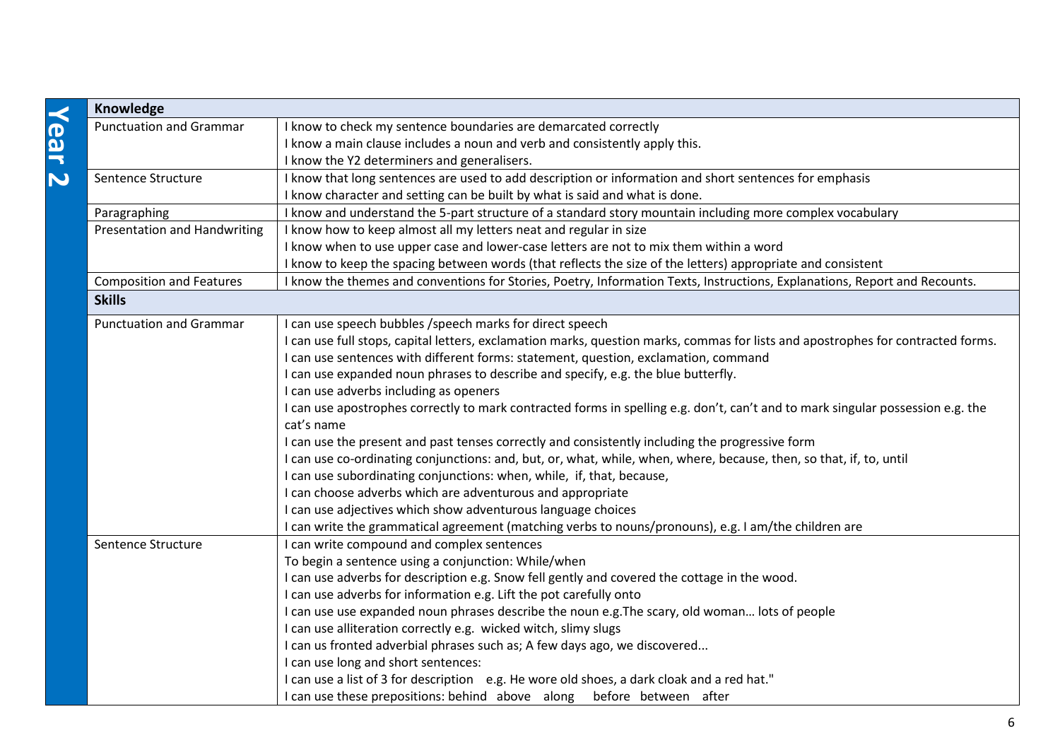## Year 2

| Knowledge | |
|---|---|
| Punctuation and Grammar | I know to check my sentence boundaries are demarcated correctly<br>I know a main clause includes a noun and verb and consistently apply this.<br>I know the Y2 determiners and generalisers. |
| Sentence Structure | I know that long sentences are used to add description or information and short sentences for emphasis<br>I know character and setting can be built by what is said and what is done. |
| Paragraphing | I know and understand the 5-part structure of a standard story mountain including more complex vocabulary |
| Presentation and Handwriting | I know how to keep almost all my letters neat and regular in size<br>I know when to use upper case and lower-case letters are not to mix them within a word<br>I know to keep the spacing between words (that reflects the size of the letters) appropriate and consistent |
| Composition and Features | I know the themes and conventions for Stories, Poetry, Information Texts, Instructions, Explanations, Report and Recounts. |
| **Skills** | |
| Punctuation and Grammar | I can use speech bubbles /speech marks for direct speech<br>I can use full stops, capital letters, exclamation marks, question marks, commas for lists and apostrophes for contracted forms.<br>I can use sentences with different forms: statement, question, exclamation, command<br>I can use expanded noun phrases to describe and specify, e.g. the blue butterfly.<br>I can use adverbs including as openers<br>I can use apostrophes correctly to mark contracted forms in spelling e.g. don't, can't and to mark singular possession e.g. the cat's name<br>I can use the present and past tenses correctly and consistently including the progressive form<br>I can use co-ordinating conjunctions: and, but, or, what, while, when, where, because, then, so that, if, to, until<br>I can use subordinating conjunctions: when, while, if, that, because,<br>I can choose adverbs which are adventurous and appropriate<br>I can use adjectives which show adventurous language choices<br>I can write the grammatical agreement (matching verbs to nouns/pronouns), e.g. I am/the children are |
| Sentence Structure | I can write compound and complex sentences<br>To begin a sentence using a conjunction: While/when<br>I can use adverbs for description e.g. Snow fell gently and covered the cottage in the wood.<br>I can use adverbs for information e.g. Lift the pot carefully onto<br>I can use use expanded noun phrases describe the noun e.g.The scary, old woman… lots of people<br>I can use alliteration correctly e.g. wicked witch, slimy slugs<br>I can us fronted adverbial phrases such as; A few days ago, we discovered...<br>I can use long and short sentences:<br>I can use a list of 3 for description e.g. He wore old shoes, a dark cloak and a red hat."<br>I can use these prepositions: behind above along before between after |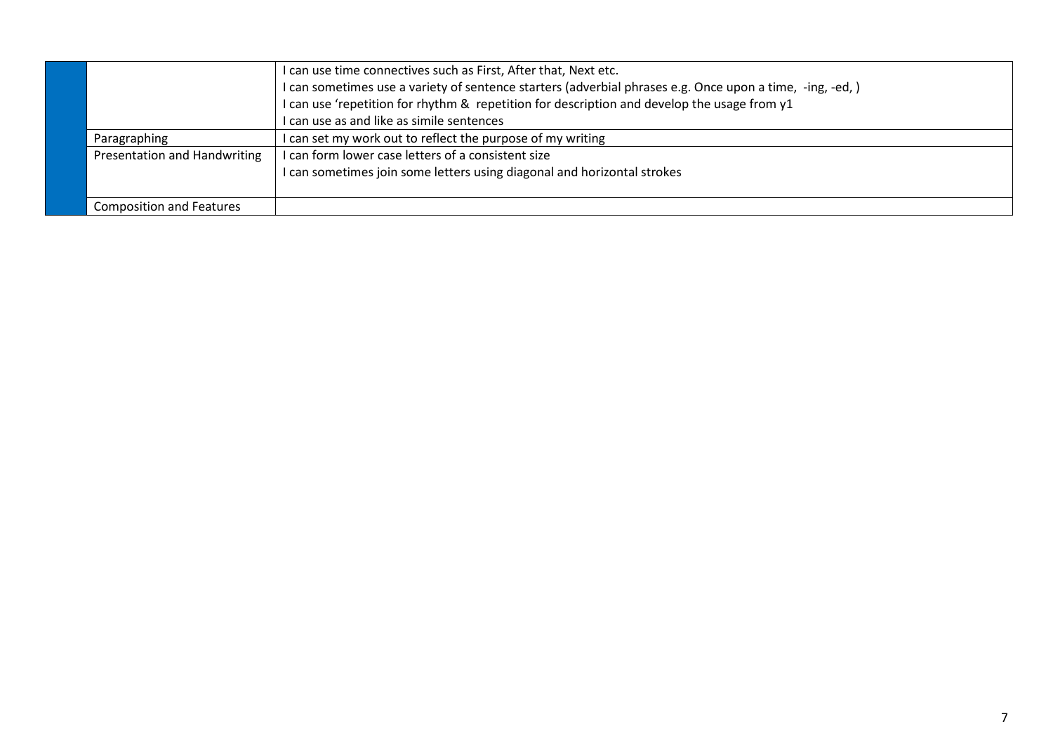| | | |
|---|---|---|
| | | I can use time connectives such as First, After that, Next etc.<br>I can sometimes use a variety of sentence starters (adverbial phrases e.g. Once upon a time, -ing, -ed, )<br>I can use 'repetition for rhythm & repetition for description and develop the usage from y1<br>I can use as and like as simile sentences |
| | Paragraphing | I can set my work out to reflect the purpose of my writing |
| | Presentation and Handwriting | I can form lower case letters of a consistent size<br>I can sometimes join some letters using diagonal and horizontal strokes |
| | Composition and Features | |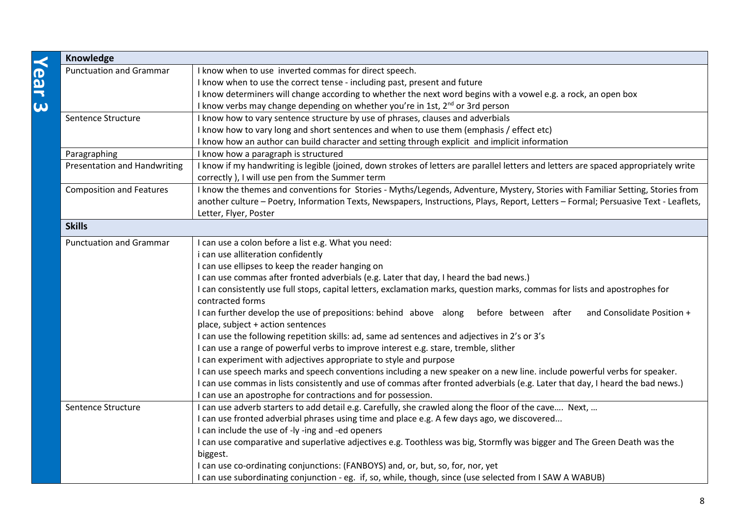## Year 3

| Knowledge | |
|---|---|
| Punctuation and Grammar | I know when to use inverted commas for direct speech.<br>I know when to use the correct tense - including past, present and future<br>I know determiners will change according to whether the next word begins with a vowel e.g. a rock, an open box<br>I know verbs may change depending on whether you're in 1st, 2nd or 3rd person |
| Sentence Structure | I know how to vary sentence structure by use of phrases, clauses and adverbials<br>I know how to vary long and short sentences and when to use them (emphasis / effect etc)<br>I know how an author can build character and setting through explicit and implicit information |
| Paragraphing | I know how a paragraph is structured |
| Presentation and Handwriting | I know if my handwriting is legible (joined, down strokes of letters are parallel letters and letters are spaced appropriately write correctly ), I will use pen from the Summer term |
| Composition and Features | I know the themes and conventions for Stories - Myths/Legends, Adventure, Mystery, Stories with Familiar Setting, Stories from another culture – Poetry, Information Texts, Newspapers, Instructions, Plays, Report, Letters – Formal; Persuasive Text - Leaflets, Letter, Flyer, Poster |
| **Skills** | |
| Punctuation and Grammar | I can use a colon before a list e.g. What you need:<br>i can use alliteration confidently<br>I can use ellipses to keep the reader hanging on<br>I can use commas after fronted adverbials (e.g. Later that day, I heard the bad news.)<br>I can consistently use full stops, capital letters, exclamation marks, question marks, commas for lists and apostrophes for contracted forms<br>I can further develop the use of prepositions: behind above along before between after and Consolidate Position + place, subject + action sentences<br>I can use the following repetition skills: ad, same ad sentences and adjectives in 2's or 3's<br>I can use a range of powerful verbs to improve interest e.g. stare, tremble, slither<br>I can experiment with adjectives appropriate to style and purpose<br>I can use speech marks and speech conventions including a new speaker on a new line. include powerful verbs for speaker.<br>I can use commas in lists consistently and use of commas after fronted adverbials (e.g. Later that day, I heard the bad news.)<br>I can use an apostrophe for contractions and for possession. |
| Sentence Structure | I can use adverb starters to add detail e.g. Carefully, she crawled along the floor of the cave…. Next, …<br>I can use fronted adverbial phrases using time and place e.g. A few days ago, we discovered...<br>I can include the use of -ly -ing and -ed openers<br>I can use comparative and superlative adjectives e.g. Toothless was big, Stormfly was bigger and The Green Death was the biggest.<br>I can use co-ordinating conjunctions: (FANBOYS) and, or, but, so, for, nor, yet<br>I can use subordinating conjunction - eg. if, so, while, though, since (use selected from I SAW A WABUB) |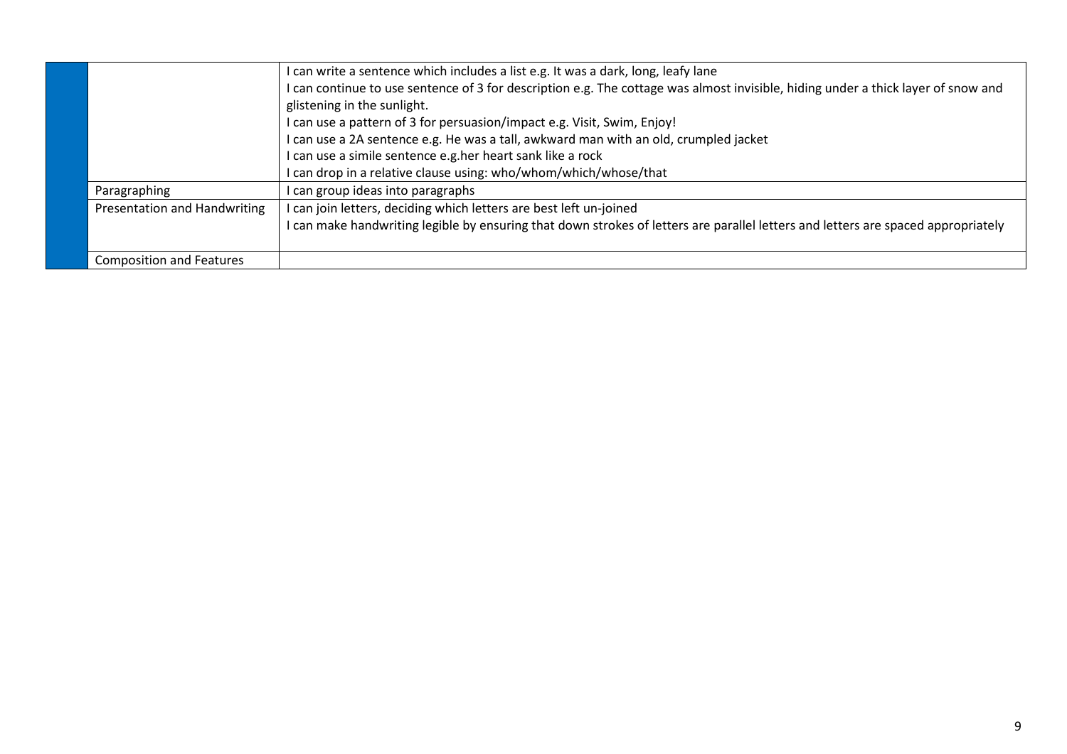| | | |
|---|---|---|
| | | I can write a sentence which includes a list e.g. It was a dark, long, leafy lane<br>I can continue to use sentence of 3 for description e.g. The cottage was almost invisible, hiding under a thick layer of snow and glistening in the sunlight.<br>I can use a pattern of 3 for persuasion/impact e.g. Visit, Swim, Enjoy!<br>I can use a 2A sentence e.g. He was a tall, awkward man with an old, crumpled jacket<br>I can use a simile sentence e.g.her heart sank like a rock<br>I can drop in a relative clause using: who/whom/which/whose/that |
| | Paragraphing | I can group ideas into paragraphs |
| | Presentation and Handwriting | I can join letters, deciding which letters are best left un-joined<br>I can make handwriting legible by ensuring that down strokes of letters are parallel letters and letters are spaced appropriately |
| | Composition and Features | |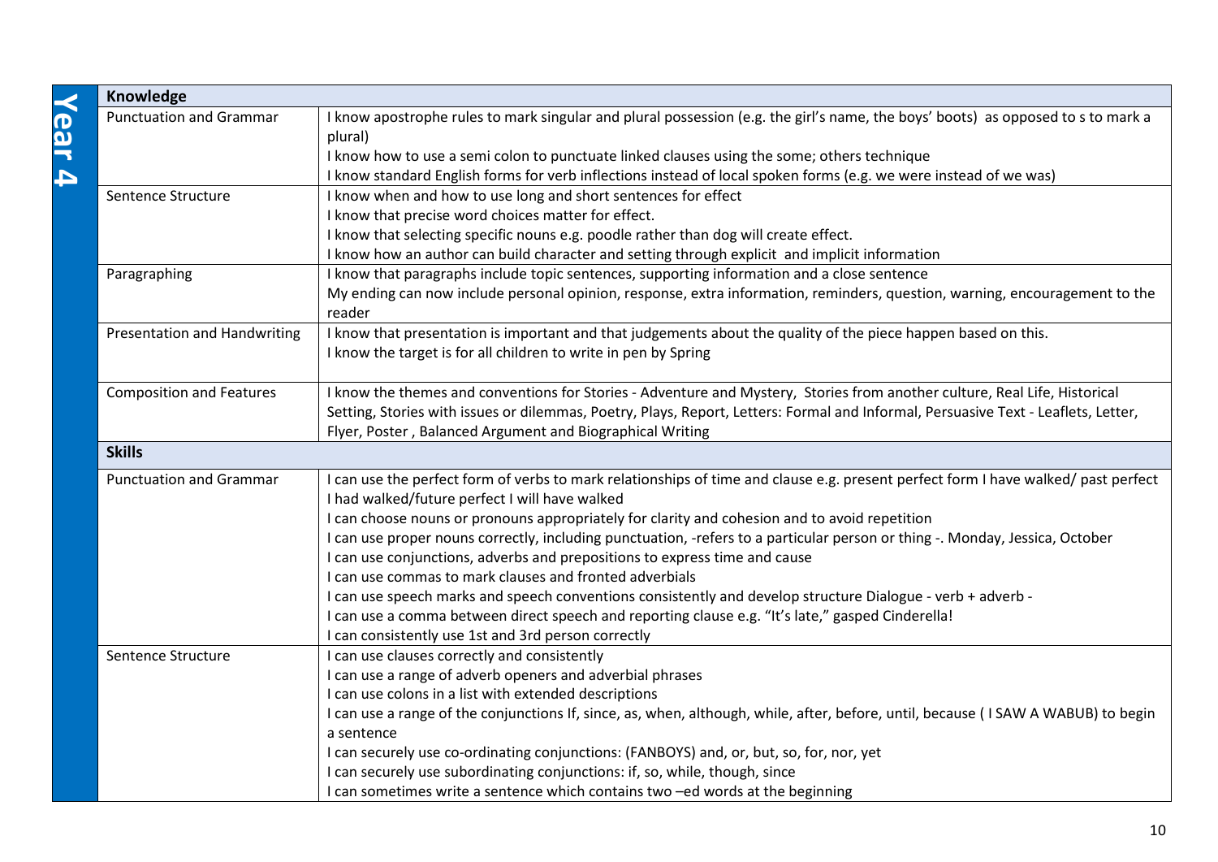# Year 4

| Knowledge | |
|---|---|
| Punctuation and Grammar | I know apostrophe rules to mark singular and plural possession (e.g. the girl's name, the boys' boots) as opposed to s to mark a plural)<br>I know how to use a semi colon to punctuate linked clauses using the some; others technique<br>I know standard English forms for verb inflections instead of local spoken forms (e.g. we were instead of we was) |
| Sentence Structure | I know when and how to use long and short sentences for effect<br>I know that precise word choices matter for effect.<br>I know that selecting specific nouns e.g. poodle rather than dog will create effect.<br>I know how an author can build character and setting through explicit and implicit information |
| Paragraphing | I know that paragraphs include topic sentences, supporting information and a close sentence<br>My ending can now include personal opinion, response, extra information, reminders, question, warning, encouragement to the reader |
| Presentation and Handwriting | I know that presentation is important and that judgements about the quality of the piece happen based on this.<br>I know the target is for all children to write in pen by Spring |
| Composition and Features | I know the themes and conventions for Stories - Adventure and Mystery, Stories from another culture, Real Life, Historical Setting, Stories with issues or dilemmas, Poetry, Plays, Report, Letters: Formal and Informal, Persuasive Text - Leaflets, Letter, Flyer, Poster , Balanced Argument and Biographical Writing |
| **Skills** | |
| Punctuation and Grammar | I can use the perfect form of verbs to mark relationships of time and clause e.g. present perfect form I have walked/ past perfect I had walked/future perfect I will have walked<br>I can choose nouns or pronouns appropriately for clarity and cohesion and to avoid repetition<br>I can use proper nouns correctly, including punctuation, -refers to a particular person or thing -. Monday, Jessica, October<br>I can use conjunctions, adverbs and prepositions to express time and cause<br>I can use commas to mark clauses and fronted adverbials<br>I can use speech marks and speech conventions consistently and develop structure Dialogue - verb + adverb -<br>I can use a comma between direct speech and reporting clause e.g. "It's late," gasped Cinderella!<br>I can consistently use 1st and 3rd person correctly |
| Sentence Structure | I can use clauses correctly and consistently<br>I can use a range of adverb openers and adverbial phrases<br>I can use colons in a list with extended descriptions<br>I can use a range of the conjunctions If, since, as, when, although, while, after, before, until, because ( I SAW A WABUB) to begin a sentence<br>I can securely use co-ordinating conjunctions: (FANBOYS) and, or, but, so, for, nor, yet<br>I can securely use subordinating conjunctions: if, so, while, though, since<br>I can sometimes write a sentence which contains two –ed words at the beginning |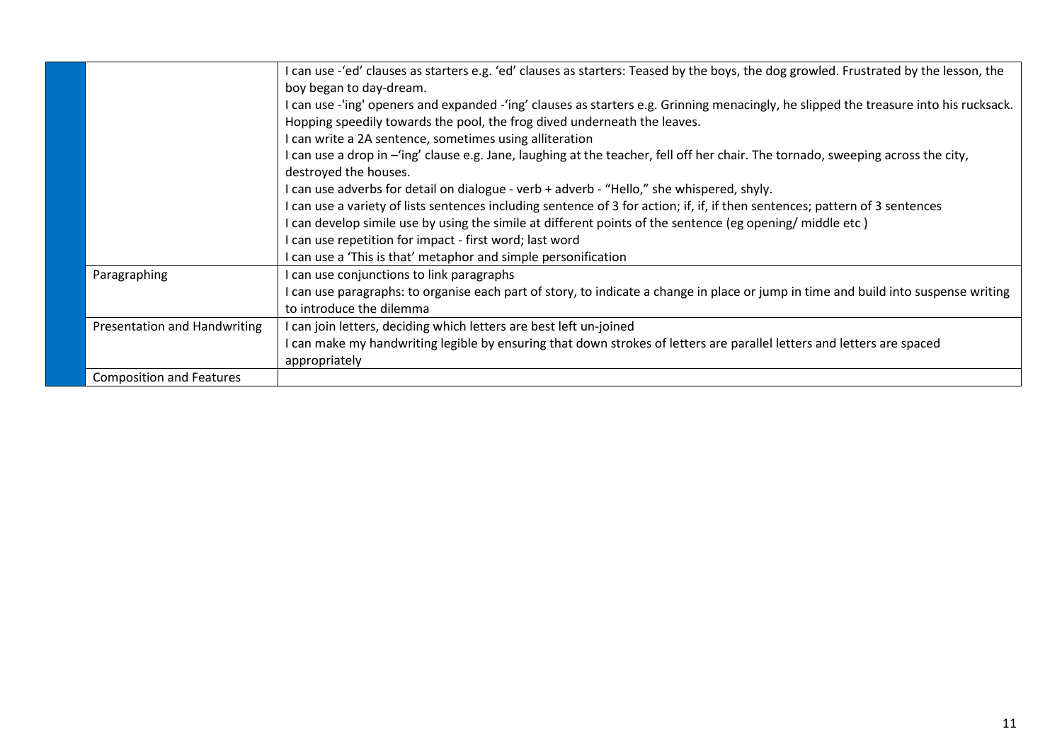| | | |
|---|---|---|
| | | I can use -'ed' clauses as starters e.g. 'ed' clauses as starters: Teased by the boys, the dog growled. Frustrated by the lesson, the boy began to day-dream.<br>I can use -'ing' openers and expanded -'ing' clauses as starters e.g. Grinning menacingly, he slipped the treasure into his rucksack. Hopping speedily towards the pool, the frog dived underneath the leaves.<br>I can write a 2A sentence, sometimes using alliteration<br>I can use a drop in –'ing' clause e.g. Jane, laughing at the teacher, fell off her chair. The tornado, sweeping across the city, destroyed the houses.<br>I can use adverbs for detail on dialogue - verb + adverb - "Hello," she whispered, shyly.<br>I can use a variety of lists sentences including sentence of 3 for action; if, if, if then sentences; pattern of 3 sentences<br>I can develop simile use by using the simile at different points of the sentence (eg opening/ middle etc )<br>I can use repetition for impact - first word; last word<br>I can use a 'This is that' metaphor and simple personification |
| | Paragraphing | I can use conjunctions to link paragraphs<br>I can use paragraphs: to organise each part of story, to indicate a change in place or jump in time and build into suspense writing to introduce the dilemma |
| | Presentation and Handwriting | I can join letters, deciding which letters are best left un-joined<br>I can make my handwriting legible by ensuring that down strokes of letters are parallel letters and letters are spaced appropriately |
| | Composition and Features | |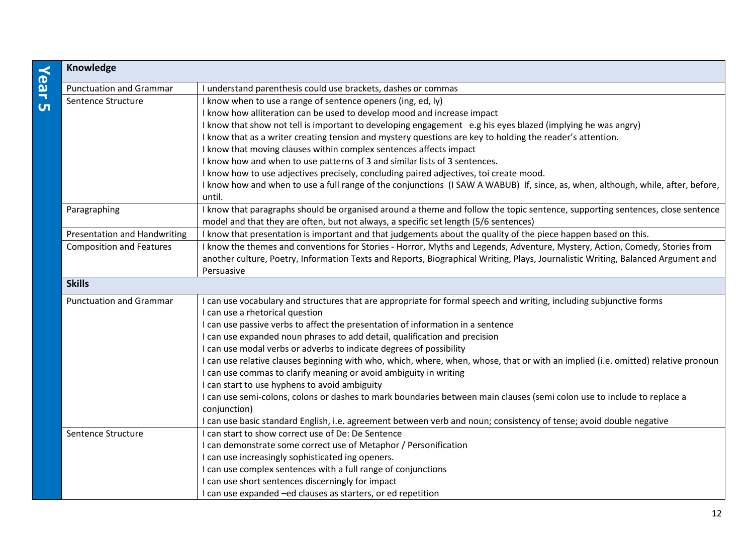## Year 5

| **Knowledge** | |
|---|---|
| Punctuation and Grammar | I understand parenthesis could use brackets, dashes or commas |
| Sentence Structure | I know when to use a range of sentence openers (ing, ed, ly)<br>I know how alliteration can be used to develop mood and increase impact<br>I know that show not tell is important to developing engagement e.g his eyes blazed (implying he was angry)<br>I know that as a writer creating tension and mystery questions are key to holding the reader's attention.<br>I know that moving clauses within complex sentences affects impact<br>I know how and when to use patterns of 3 and similar lists of 3 sentences.<br>I know how to use adjectives precisely, concluding paired adjectives, toi create mood.<br>I know how and when to use a full range of the conjunctions (I SAW A WABUB) If, since, as, when, although, while, after, before, until. |
| Paragraphing | I know that paragraphs should be organised around a theme and follow the topic sentence, supporting sentences, close sentence model and that they are often, but not always, a specific set length (5/6 sentences) |
| Presentation and Handwriting | I know that presentation is important and that judgements about the quality of the piece happen based on this. |
| Composition and Features | I know the themes and conventions for Stories - Horror, Myths and Legends, Adventure, Mystery, Action, Comedy, Stories from another culture, Poetry, Information Texts and Reports, Biographical Writing, Plays, Journalistic Writing, Balanced Argument and Persuasive |
| **Skills** | |
| Punctuation and Grammar | I can use vocabulary and structures that are appropriate for formal speech and writing, including subjunctive forms<br>I can use a rhetorical question<br>I can use passive verbs to affect the presentation of information in a sentence<br>I can use expanded noun phrases to add detail, qualification and precision<br>I can use modal verbs or adverbs to indicate degrees of possibility<br>I can use relative clauses beginning with who, which, where, when, whose, that or with an implied (i.e. omitted) relative pronoun<br>I can use commas to clarify meaning or avoid ambiguity in writing<br>I can start to use hyphens to avoid ambiguity<br>I can use semi-colons, colons or dashes to mark boundaries between main clauses (semi colon use to include to replace a conjunction)<br>I can use basic standard English, i.e. agreement between verb and noun; consistency of tense; avoid double negative |
| Sentence Structure | I can start to show correct use of De: De Sentence<br>I can demonstrate some correct use of Metaphor / Personification<br>I can use increasingly sophisticated ing openers.<br>I can use complex sentences with a full range of conjunctions<br>I can use short sentences discerningly for impact<br>I can use expanded –ed clauses as starters, or ed repetition |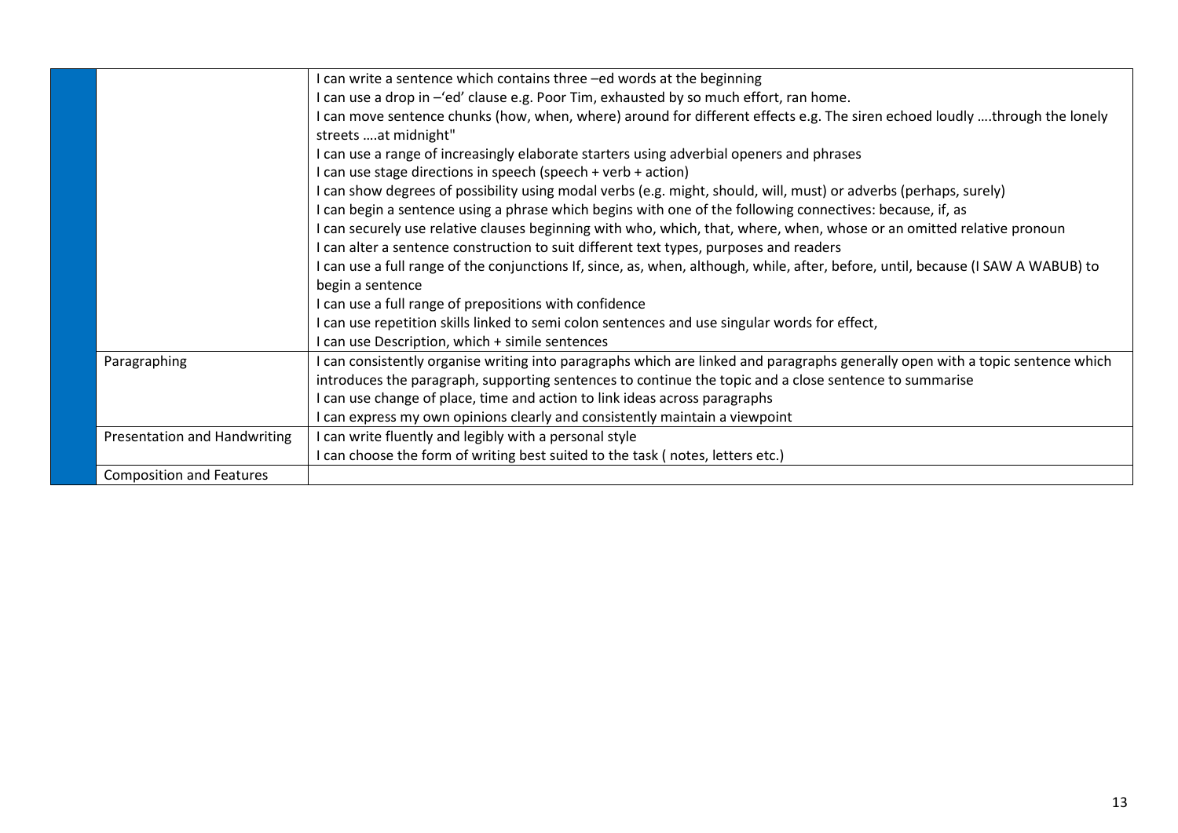| | | |
|---|---|---|
| | | I can write a sentence which contains three –ed words at the beginning<br>I can use a drop in –'ed' clause e.g. Poor Tim, exhausted by so much effort, ran home.<br>I can move sentence chunks (how, when, where) around for different effects e.g. The siren echoed loudly ….through the lonely streets ….at midnight"<br>I can use a range of increasingly elaborate starters using adverbial openers and phrases<br>I can use stage directions in speech (speech + verb + action)<br>I can show degrees of possibility using modal verbs (e.g. might, should, will, must) or adverbs (perhaps, surely)<br>I can begin a sentence using a phrase which begins with one of the following connectives: because, if, as<br>I can securely use relative clauses beginning with who, which, that, where, when, whose or an omitted relative pronoun<br>I can alter a sentence construction to suit different text types, purposes and readers<br>I can use a full range of the conjunctions If, since, as, when, although, while, after, before, until, because (I SAW A WABUB) to begin a sentence<br>I can use a full range of prepositions with confidence<br>I can use repetition skills linked to semi colon sentences and use singular words for effect,<br>I can use Description, which + simile sentences |
| | Paragraphing | I can consistently organise writing into paragraphs which are linked and paragraphs generally open with a topic sentence which introduces the paragraph, supporting sentences to continue the topic and a close sentence to summarise<br>I can use change of place, time and action to link ideas across paragraphs<br>I can express my own opinions clearly and consistently maintain a viewpoint |
| | Presentation and Handwriting | I can write fluently and legibly with a personal style<br>I can choose the form of writing best suited to the task ( notes, letters etc.) |
| | Composition and Features | |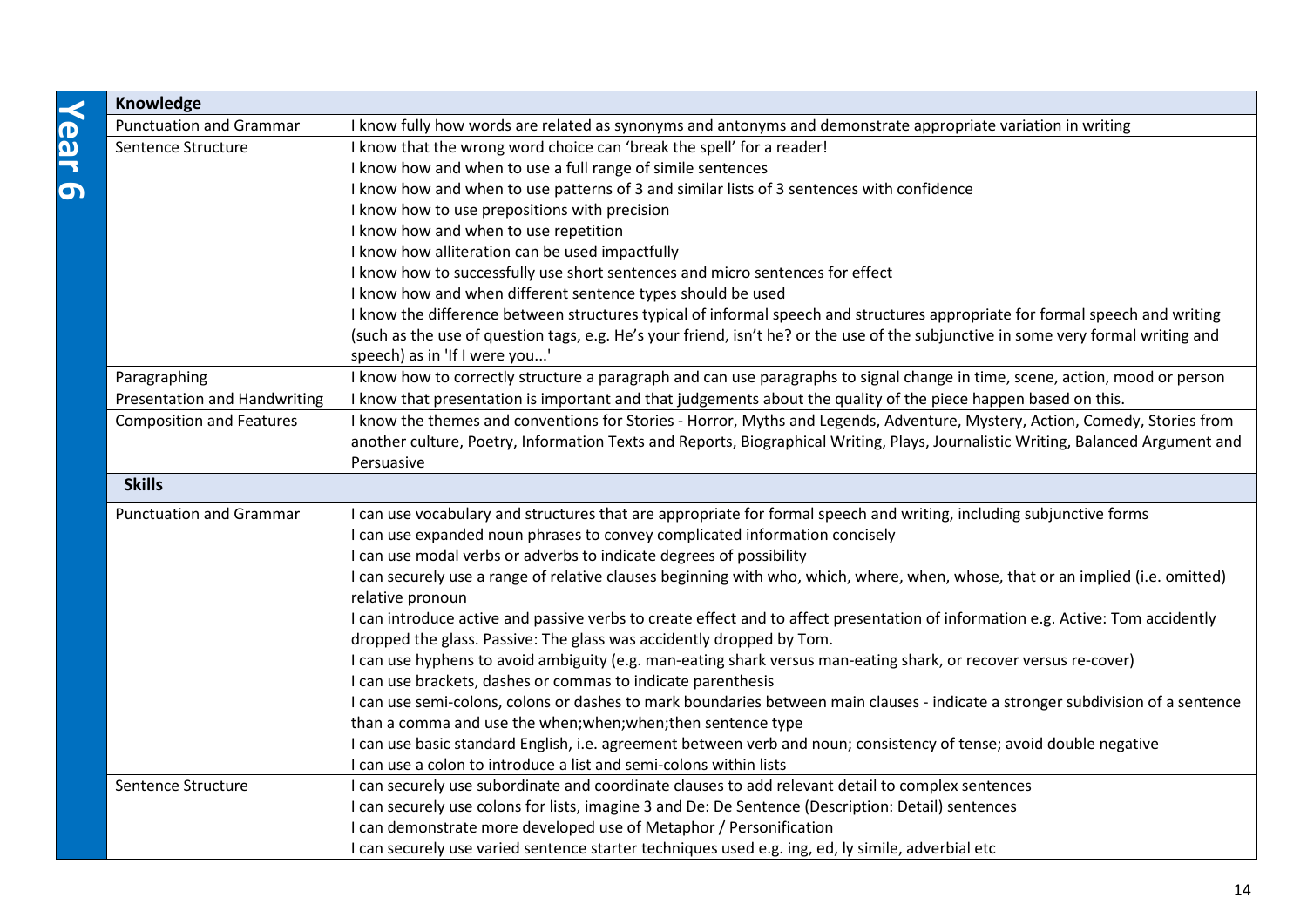# Year 6

| Knowledge | |
|---|---|
| Punctuation and Grammar | I know fully how words are related as synonyms and antonyms and demonstrate appropriate variation in writing |
| Sentence Structure | I know that the wrong word choice can 'break the spell' for a reader!<br>I know how and when to use a full range of simile sentences<br>I know how and when to use patterns of 3 and similar lists of 3 sentences with confidence<br>I know how to use prepositions with precision<br>I know how and when to use repetition<br>I know how alliteration can be used impactfully<br>I know how to successfully use short sentences and micro sentences for effect<br>I know how and when different sentence types should be used<br>I know the difference between structures typical of informal speech and structures appropriate for formal speech and writing (such as the use of question tags, e.g. He's your friend, isn't he? or the use of the subjunctive in some very formal writing and speech) as in 'If I were you...' |
| Paragraphing | I know how to correctly structure a paragraph and can use paragraphs to signal change in time, scene, action, mood or person |
| Presentation and Handwriting | I know that presentation is important and that judgements about the quality of the piece happen based on this. |
| Composition and Features | I know the themes and conventions for Stories - Horror, Myths and Legends, Adventure, Mystery, Action, Comedy, Stories from another culture, Poetry, Information Texts and Reports, Biographical Writing, Plays, Journalistic Writing, Balanced Argument and Persuasive |
| **Skills** | |
| Punctuation and Grammar | I can use vocabulary and structures that are appropriate for formal speech and writing, including subjunctive forms<br>I can use expanded noun phrases to convey complicated information concisely<br>I can use modal verbs or adverbs to indicate degrees of possibility<br>I can securely use a range of relative clauses beginning with who, which, where, when, whose, that or an implied (i.e. omitted) relative pronoun<br>I can introduce active and passive verbs to create effect and to affect presentation of information e.g. Active: Tom accidently dropped the glass. Passive: The glass was accidently dropped by Tom.<br>I can use hyphens to avoid ambiguity (e.g. man-eating shark versus man-eating shark, or recover versus re-cover)<br>I can use brackets, dashes or commas to indicate parenthesis<br>I can use semi-colons, colons or dashes to mark boundaries between main clauses - indicate a stronger subdivision of a sentence than a comma and use the when;when;when;then sentence type<br>I can use basic standard English, i.e. agreement between verb and noun; consistency of tense; avoid double negative<br>I can use a colon to introduce a list and semi-colons within lists |
| Sentence Structure | I can securely use subordinate and coordinate clauses to add relevant detail to complex sentences<br>I can securely use colons for lists, imagine 3 and De: De Sentence (Description: Detail) sentences<br>I can demonstrate more developed use of Metaphor / Personification<br>I can securely use varied sentence starter techniques used e.g. ing, ed, ly simile, adverbial etc |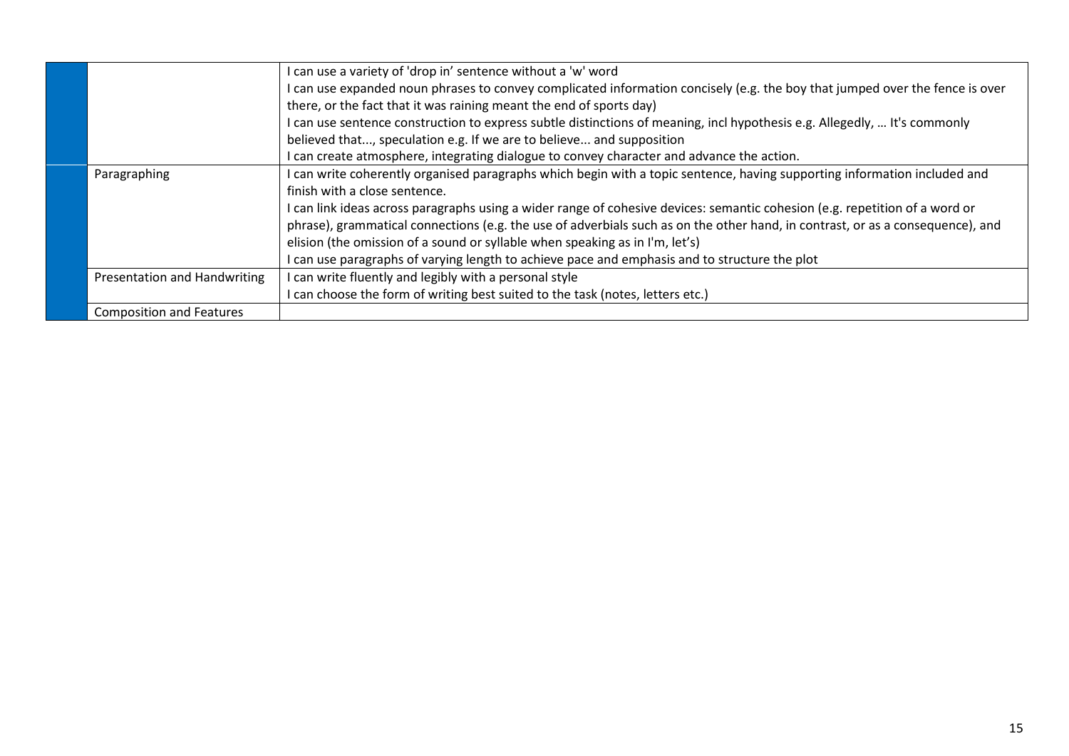| | | |
|---|---|---|
| | | I can use a variety of 'drop in' sentence without a 'w' word<br>I can use expanded noun phrases to convey complicated information concisely (e.g. the boy that jumped over the fence is over there, or the fact that it was raining meant the end of sports day)<br>I can use sentence construction to express subtle distinctions of meaning, incl hypothesis e.g. Allegedly, … It's commonly believed that..., speculation e.g. If we are to believe... and supposition<br>I can create atmosphere, integrating dialogue to convey character and advance the action. |
| | Paragraphing | I can write coherently organised paragraphs which begin with a topic sentence, having supporting information included and finish with a close sentence.<br>I can link ideas across paragraphs using a wider range of cohesive devices: semantic cohesion (e.g. repetition of a word or phrase), grammatical connections (e.g. the use of adverbials such as on the other hand, in contrast, or as a consequence), and elision (the omission of a sound or syllable when speaking as in I'm, let's)<br>I can use paragraphs of varying length to achieve pace and emphasis and to structure the plot |
| | Presentation and Handwriting | I can write fluently and legibly with a personal style<br>I can choose the form of writing best suited to the task (notes, letters etc.) |
| | Composition and Features | |